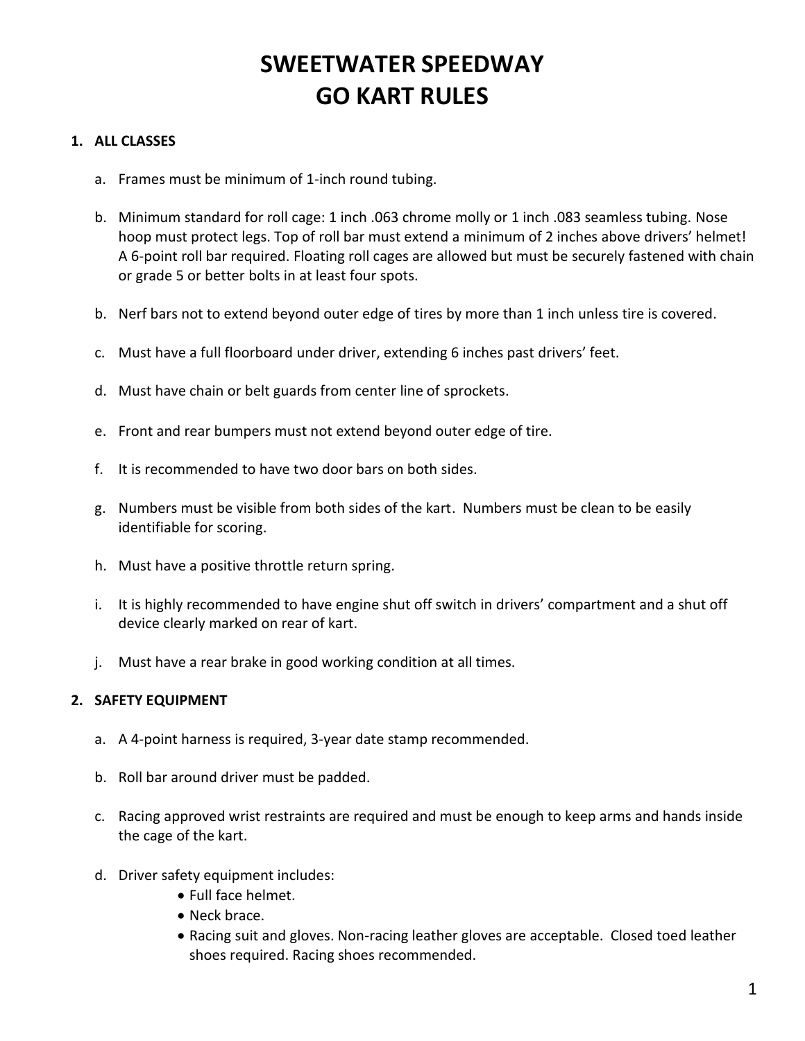# SWEETWATER SPEEDWAY
# GO KART RULES

## 1. ALL CLASSES

a. Frames must be minimum of 1-inch round tubing.

b. Minimum standard for roll cage: 1 inch .063 chrome molly or 1 inch .083 seamless tubing. Nose hoop must protect legs. Top of roll bar must extend a minimum of 2 inches above drivers' helmet! A 6-point roll bar required. Floating roll cages are allowed but must be securely fastened with chain or grade 5 or better bolts in at least four spots.

b. Nerf bars not to extend beyond outer edge of tires by more than 1 inch unless tire is covered.

c. Must have a full floorboard under driver, extending 6 inches past drivers' feet.

d. Must have chain or belt guards from center line of sprockets.

e. Front and rear bumpers must not extend beyond outer edge of tire.

f. It is recommended to have two door bars on both sides.

g. Numbers must be visible from both sides of the kart. Numbers must be clean to be easily identifiable for scoring.

h. Must have a positive throttle return spring.

i. It is highly recommended to have engine shut off switch in drivers' compartment and a shut off device clearly marked on rear of kart.

j. Must have a rear brake in good working condition at all times.

## 2. SAFETY EQUIPMENT

a. A 4-point harness is required, 3-year date stamp recommended.

b. Roll bar around driver must be padded.

c. Racing approved wrist restraints are required and must be enough to keep arms and hands inside the cage of the kart.

d. Driver safety equipment includes:
   - Full face helmet.
   - Neck brace.
   - Racing suit and gloves. Non-racing leather gloves are acceptable. Closed toed leather shoes required. Racing shoes recommended.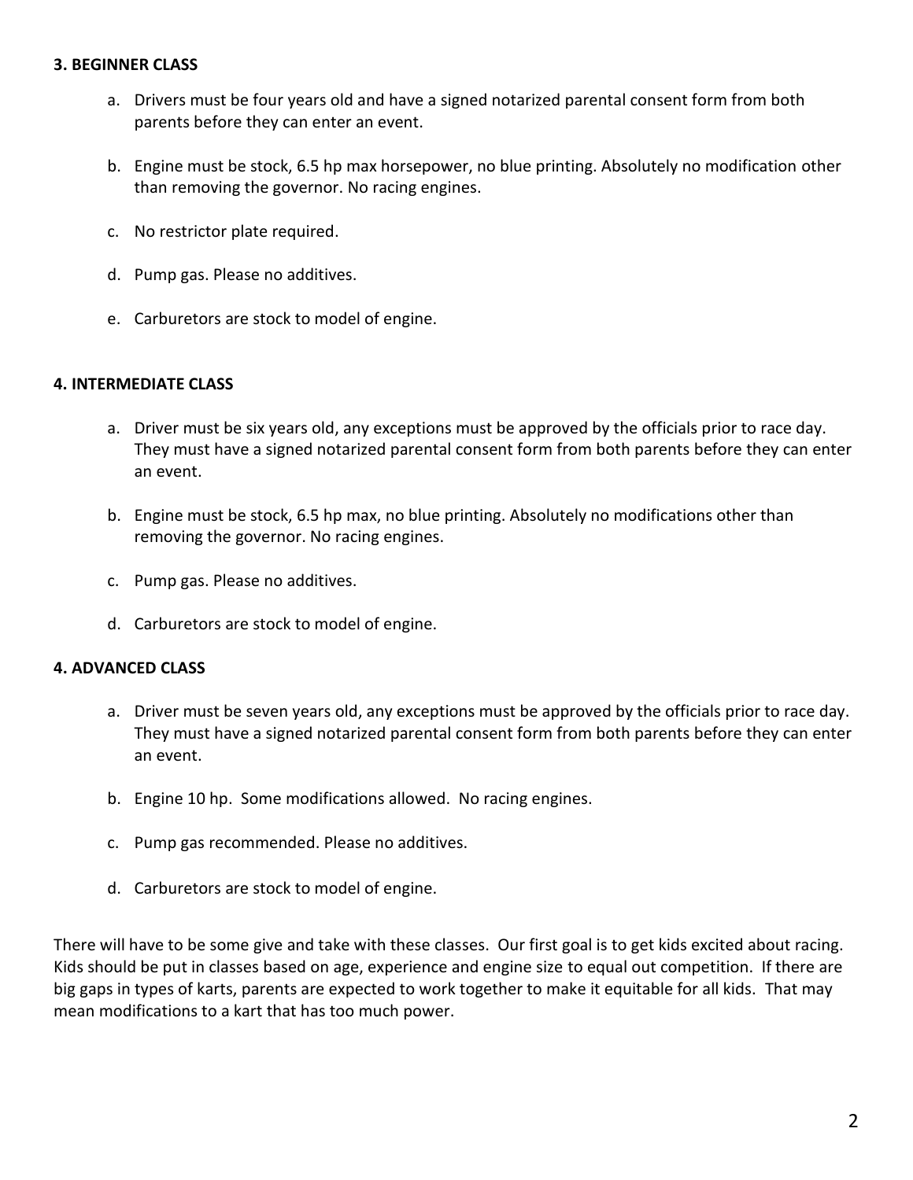**3. BEGINNER CLASS**

a. Drivers must be four years old and have a signed notarized parental consent form from both parents before they can enter an event.

b. Engine must be stock, 6.5 hp max horsepower, no blue printing. Absolutely no modification other than removing the governor. No racing engines.

c. No restrictor plate required.

d. Pump gas. Please no additives.

e. Carburetors are stock to model of engine.

**4. INTERMEDIATE CLASS**

a. Driver must be six years old, any exceptions must be approved by the officials prior to race day. They must have a signed notarized parental consent form from both parents before they can enter an event.

b. Engine must be stock, 6.5 hp max, no blue printing. Absolutely no modifications other than removing the governor. No racing engines.

c. Pump gas. Please no additives.

d. Carburetors are stock to model of engine.

**4. ADVANCED CLASS**

a. Driver must be seven years old, any exceptions must be approved by the officials prior to race day. They must have a signed notarized parental consent form from both parents before they can enter an event.

b. Engine 10 hp. Some modifications allowed. No racing engines.

c. Pump gas recommended. Please no additives.

d. Carburetors are stock to model of engine.

There will have to be some give and take with these classes. Our first goal is to get kids excited about racing. Kids should be put in classes based on age, experience and engine size to equal out competition. If there are big gaps in types of karts, parents are expected to work together to make it equitable for all kids. That may mean modifications to a kart that has too much power.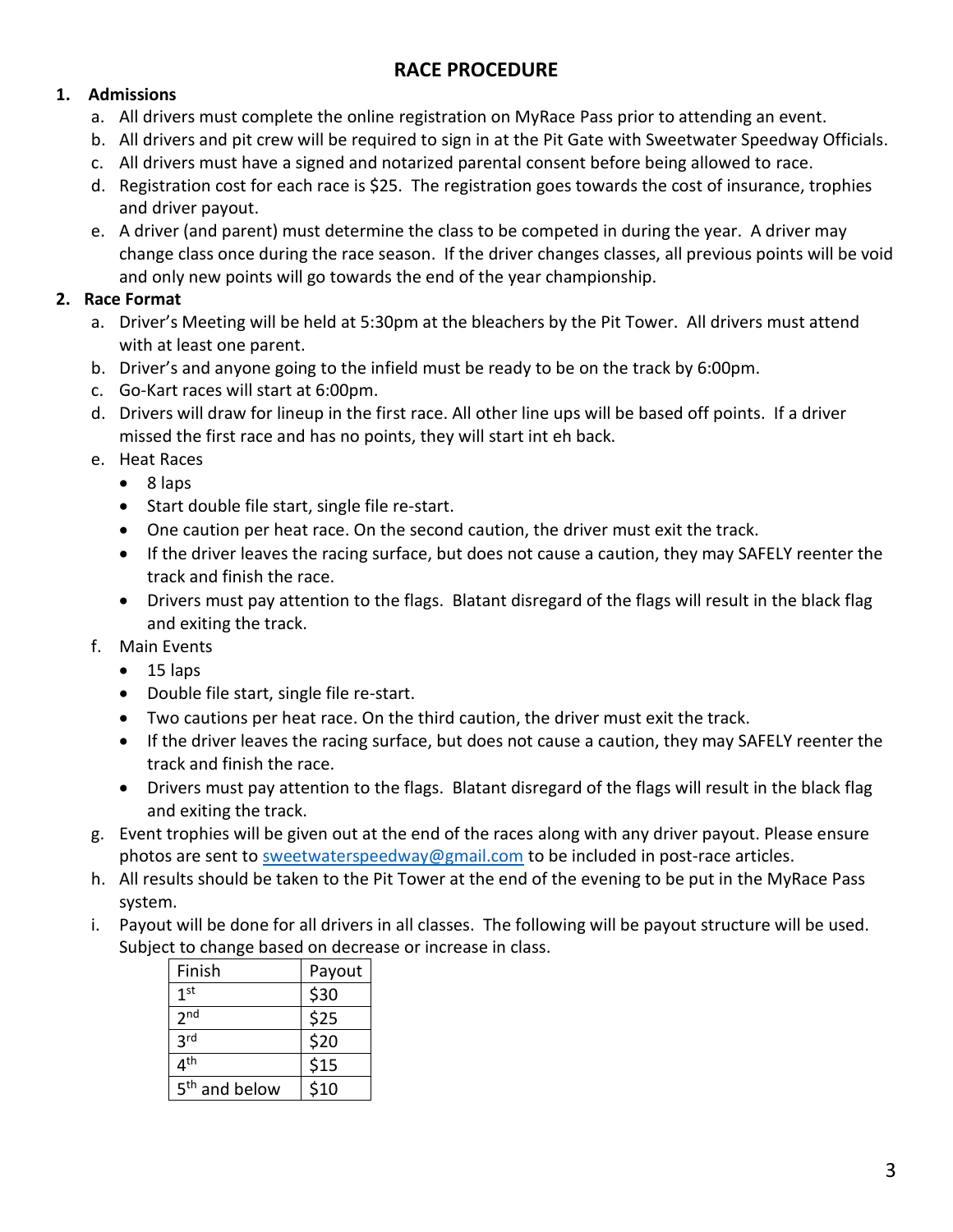# RACE PROCEDURE

1. **Admissions**
   a. All drivers must complete the online registration on MyRace Pass prior to attending an event.
   b. All drivers and pit crew will be required to sign in at the Pit Gate with Sweetwater Speedway Officials.
   c. All drivers must have a signed and notarized parental consent before being allowed to race.
   d. Registration cost for each race is $25. The registration goes towards the cost of insurance, trophies and driver payout.
   e. A driver (and parent) must determine the class to be competed in during the year. A driver may change class once during the race season. If the driver changes classes, all previous points will be void and only new points will go towards the end of the year championship.
2. **Race Format**
   a. Driver's Meeting will be held at 5:30pm at the bleachers by the Pit Tower. All drivers must attend with at least one parent.
   b. Driver's and anyone going to the infield must be ready to be on the track by 6:00pm.
   c. Go-Kart races will start at 6:00pm.
   d. Drivers will draw for lineup in the first race. All other line ups will be based off points. If a driver missed the first race and has no points, they will start int eh back.
   e. Heat Races
      - 8 laps
      - Start double file start, single file re-start.
      - One caution per heat race. On the second caution, the driver must exit the track.
      - If the driver leaves the racing surface, but does not cause a caution, they may SAFELY reenter the track and finish the race.
      - Drivers must pay attention to the flags. Blatant disregard of the flags will result in the black flag and exiting the track.
   f. Main Events
      - 15 laps
      - Double file start, single file re-start.
      - Two cautions per heat race. On the third caution, the driver must exit the track.
      - If the driver leaves the racing surface, but does not cause a caution, they may SAFELY reenter the track and finish the race.
      - Drivers must pay attention to the flags. Blatant disregard of the flags will result in the black flag and exiting the track.
   g. Event trophies will be given out at the end of the races along with any driver payout. Please ensure photos are sent to sweetwaterspeedway@gmail.com to be included in post-race articles.
   h. All results should be taken to the Pit Tower at the end of the evening to be put in the MyRace Pass system.
   i. Payout will be done for all drivers in all classes. The following will be payout structure will be used. Subject to change based on decrease or increase in class.

| Finish | Payout |
|---|---|
| 1st | $30 |
| 2nd | $25 |
| 3rd | $20 |
| 4th | $15 |
| 5th and below | $10 |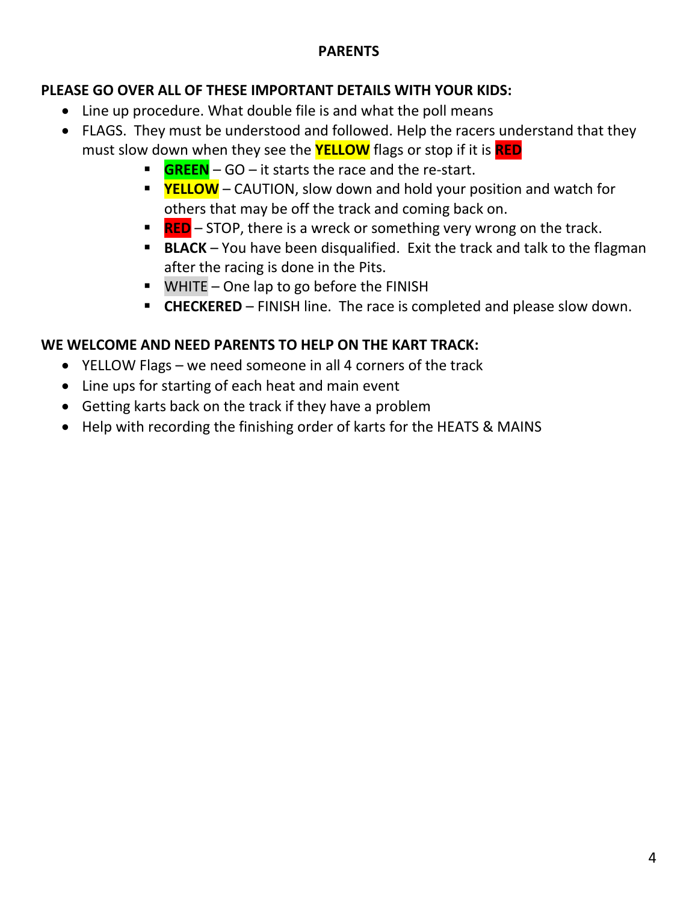## PARENTS

**PLEASE GO OVER ALL OF THESE IMPORTANT DETAILS WITH YOUR KIDS:**

- Line up procedure. What double file is and what the poll means
- FLAGS. They must be understood and followed. Help the racers understand that they must slow down when they see the **YELLOW** flags or stop if it is **RED**
    - **GREEN** – GO – it starts the race and the re-start.
    - **YELLOW** – CAUTION, slow down and hold your position and watch for others that may be off the track and coming back on.
    - **RED** – STOP, there is a wreck or something very wrong on the track.
    - **BLACK** – You have been disqualified. Exit the track and talk to the flagman after the racing is done in the Pits.
    - WHITE – One lap to go before the FINISH
    - **CHECKERED** – FINISH line. The race is completed and please slow down.

**WE WELCOME AND NEED PARENTS TO HELP ON THE KART TRACK:**

- YELLOW Flags – we need someone in all 4 corners of the track
- Line ups for starting of each heat and main event
- Getting karts back on the track if they have a problem
- Help with recording the finishing order of karts for the HEATS & MAINS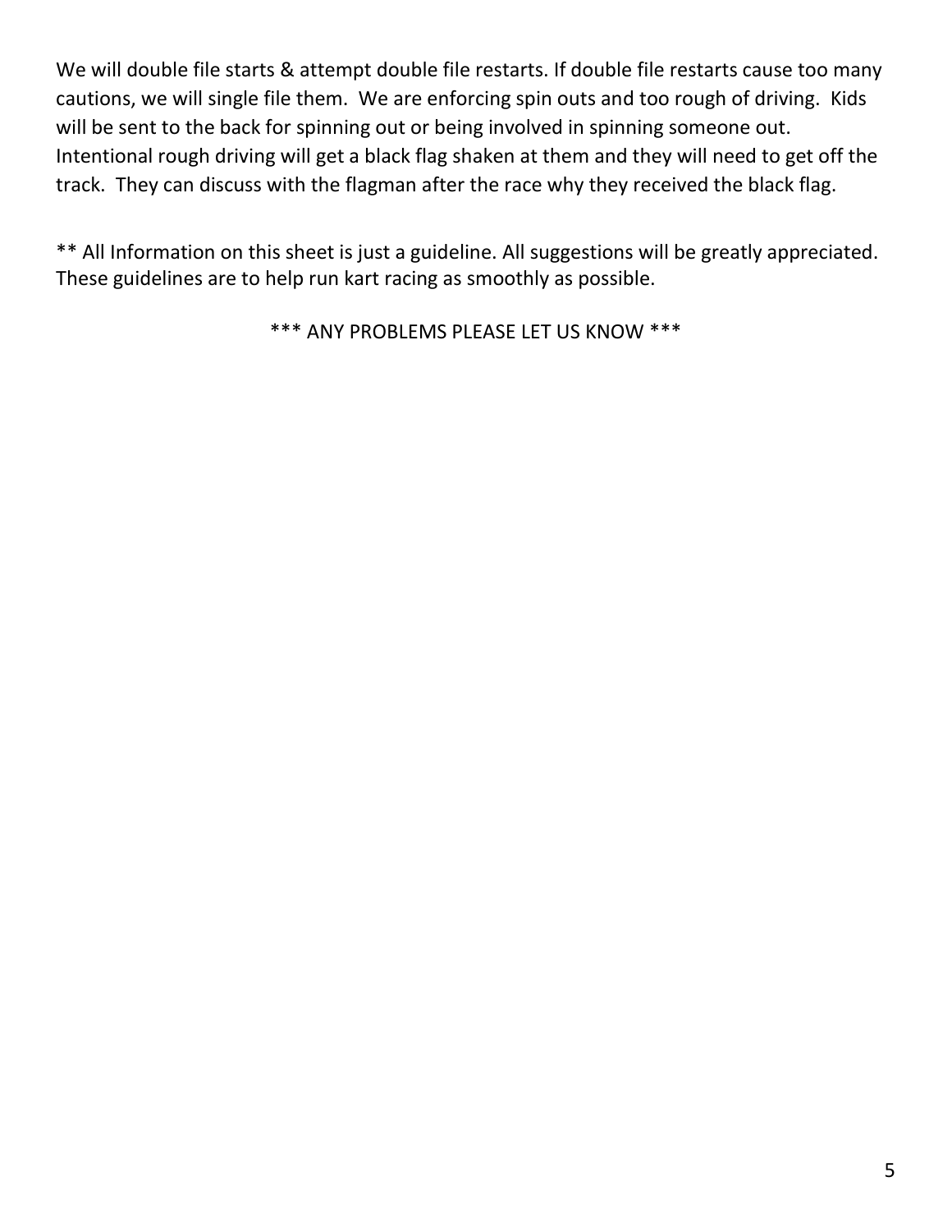We will double file starts & attempt double file restarts. If double file restarts cause too many cautions, we will single file them. We are enforcing spin outs and too rough of driving. Kids will be sent to the back for spinning out or being involved in spinning someone out. Intentional rough driving will get a black flag shaken at them and they will need to get off the track. They can discuss with the flagman after the race why they received the black flag.

** All Information on this sheet is just a guideline. All suggestions will be greatly appreciated. These guidelines are to help run kart racing as smoothly as possible.

*** ANY PROBLEMS PLEASE LET US KNOW ***